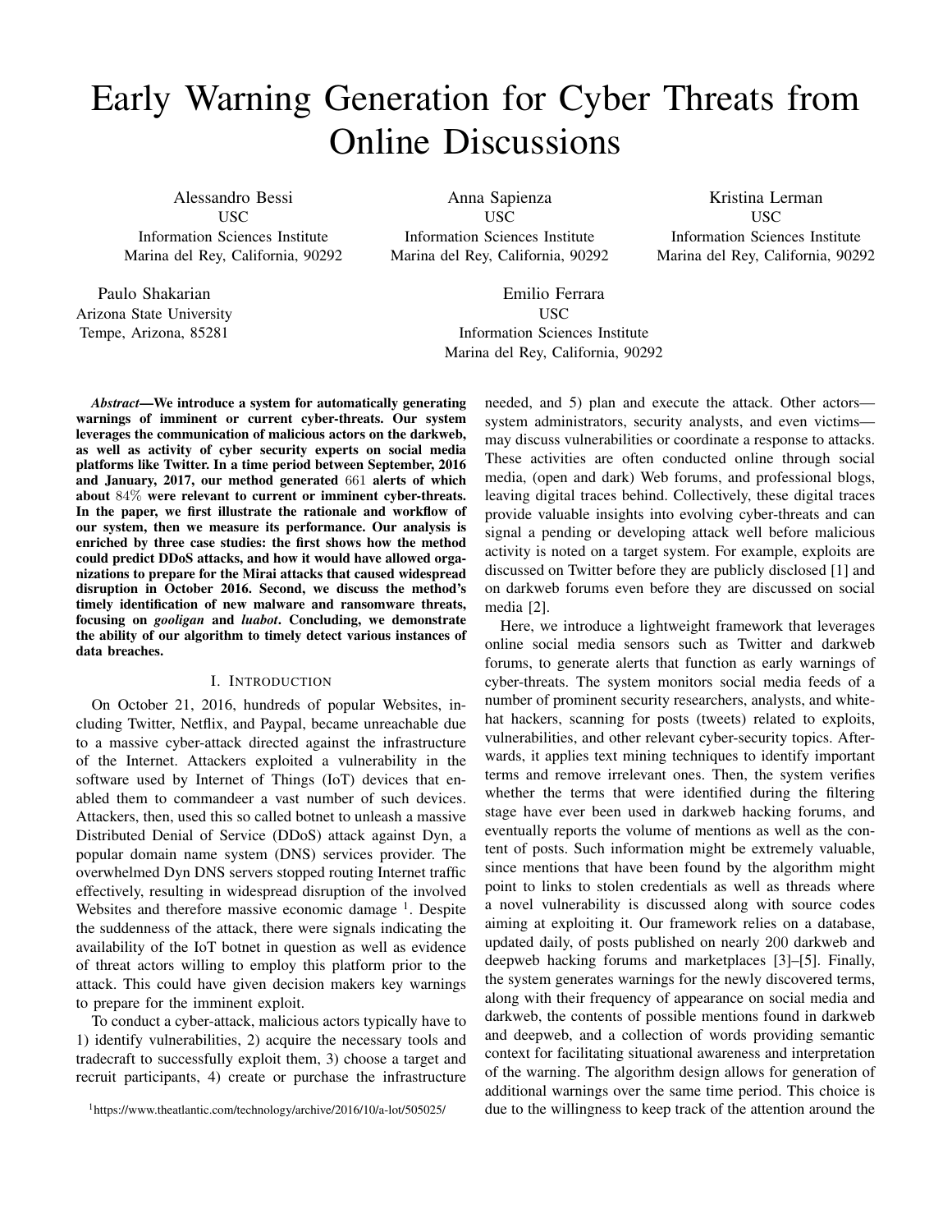# Early Warning Generation for Cyber Threats from Online Discussions

Alessandro Bessi
USC
Information Sciences Institute
Marina del Rey, California, 90292

Anna Sapienza
USC
Information Sciences Institute
Marina del Rey, California, 90292

Kristina Lerman
USC
Information Sciences Institute
Marina del Rey, California, 90292

Paulo Shakarian
Arizona State University
Tempe, Arizona, 85281

Emilio Ferrara
USC
Information Sciences Institute
Marina del Rey, California, 90292

***Abstract*—We introduce a system for automatically generating warnings of imminent or current cyber-threats. Our system leverages the communication of malicious actors on the darkweb, as well as activity of cyber security experts on social media platforms like Twitter. In a time period between September, 2016 and January, 2017, our method generated 661 alerts of which about 84% were relevant to current or imminent cyber-threats. In the paper, we first illustrate the rationale and workflow of our system, then we measure its performance. Our analysis is enriched by three case studies: the first shows how the method could predict DDoS attacks, and how it would have allowed organizations to prepare for the Mirai attacks that caused widespread disruption in October 2016. Second, we discuss the method's timely identification of new malware and ransomware threats, focusing on *gooligan* and *luabot*. Concluding, we demonstrate the ability of our algorithm to timely detect various instances of data breaches.**

## I. Introduction

On October 21, 2016, hundreds of popular Websites, including Twitter, Netflix, and Paypal, became unreachable due to a massive cyber-attack directed against the infrastructure of the Internet. Attackers exploited a vulnerability in the software used by Internet of Things (IoT) devices that enabled them to commandeer a vast number of such devices. Attackers, then, used this so called botnet to unleash a massive Distributed Denial of Service (DDoS) attack against Dyn, a popular domain name system (DNS) services provider. The overwhelmed Dyn DNS servers stopped routing Internet traffic effectively, resulting in widespread disruption of the involved Websites and therefore massive economic damage [1]. Despite the suddenness of the attack, there were signals indicating the availability of the IoT botnet in question as well as evidence of threat actors willing to employ this platform prior to the attack. This could have given decision makers key warnings to prepare for the imminent exploit.

To conduct a cyber-attack, malicious actors typically have to 1) identify vulnerabilities, 2) acquire the necessary tools and tradecraft to successfully exploit them, 3) choose a target and recruit participants, 4) create or purchase the infrastructure needed, and 5) plan and execute the attack. Other actors—system administrators, security analysts, and even victims—may discuss vulnerabilities or coordinate a response to attacks. These activities are often conducted online through social media, (open and dark) Web forums, and professional blogs, leaving digital traces behind. Collectively, these digital traces provide valuable insights into evolving cyber-threats and can signal a pending or developing attack well before malicious activity is noted on a target system. For example, exploits are discussed on Twitter before they are publicly disclosed [1] and on darkweb forums even before they are discussed on social media [2].

Here, we introduce a lightweight framework that leverages online social media sensors such as Twitter and darkweb forums, to generate alerts that function as early warnings of cyber-threats. The system monitors social media feeds of a number of prominent security researchers, analysts, and white-hat hackers, scanning for posts (tweets) related to exploits, vulnerabilities, and other relevant cyber-security topics. Afterwards, it applies text mining techniques to identify important terms and remove irrelevant ones. Then, the system verifies whether the terms that were identified during the filtering stage have ever been used in darkweb hacking forums, and eventually reports the volume of mentions as well as the content of posts. Such information might be extremely valuable, since mentions that have been found by the algorithm might point to links to stolen credentials as well as threads where a novel vulnerability is discussed along with source codes aiming at exploiting it. Our framework relies on a database, updated daily, of posts published on nearly 200 darkweb and deepweb hacking forums and marketplaces [3]–[5]. Finally, the system generates warnings for the newly discovered terms, along with their frequency of appearance on social media and darkweb, the contents of possible mentions found in darkweb and deepweb, and a collection of words providing semantic context for facilitating situational awareness and interpretation of the warning. The algorithm design allows for generation of additional warnings over the same time period. This choice is due to the willingness to keep track of the attention around the

[1] https://www.theatlantic.com/technology/archive/2016/10/a-lot/505025/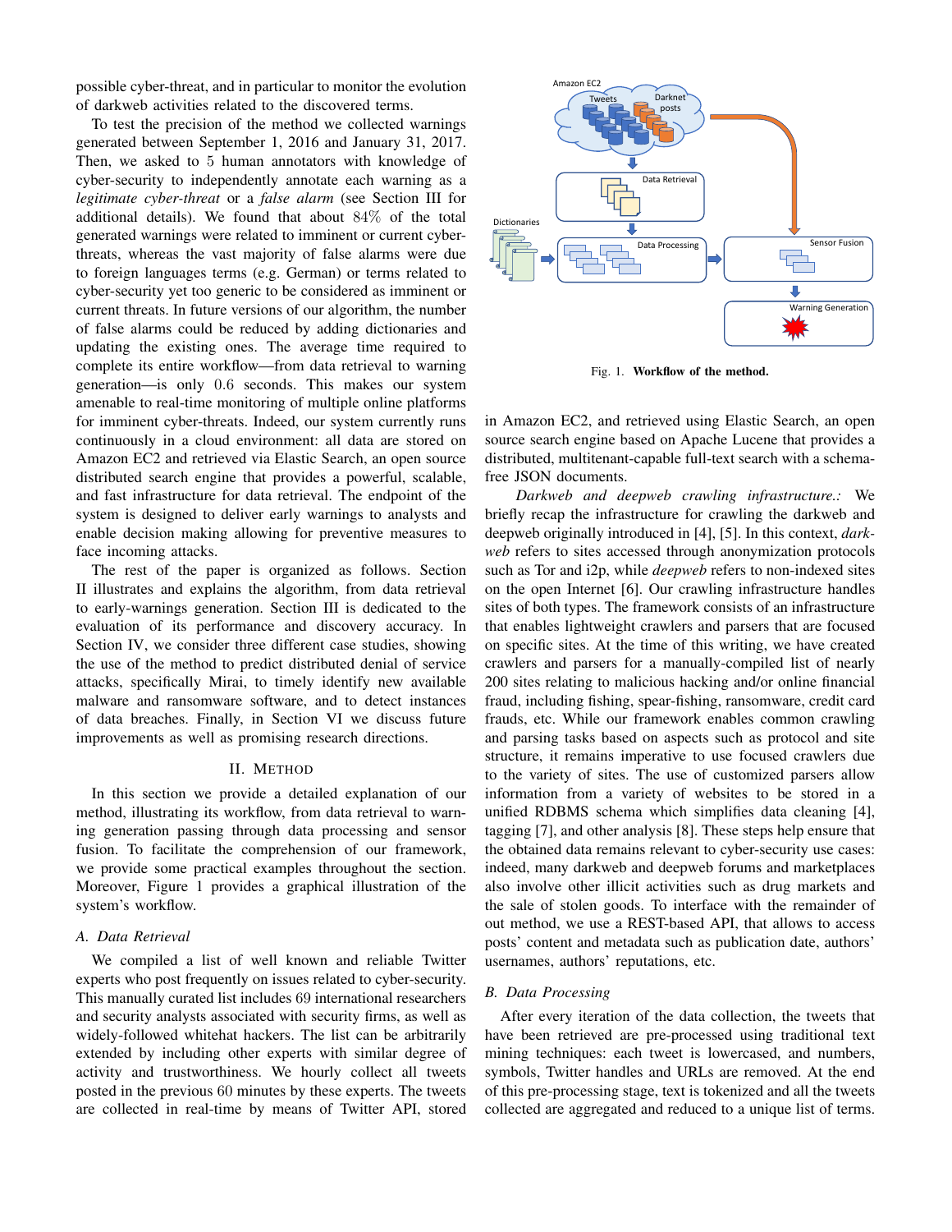possible cyber-threat, and in particular to monitor the evolution of darkweb activities related to the discovered terms.

To test the precision of the method we collected warnings generated between September 1, 2016 and January 31, 2017. Then, we asked to 5 human annotators with knowledge of cyber-security to independently annotate each warning as a *legitimate cyber-threat* or a *false alarm* (see Section III for additional details). We found that about 84% of the total generated warnings were related to imminent or current cyber-threats, whereas the vast majority of false alarms were due to foreign languages terms (e.g. German) or terms related to cyber-security yet too generic to be considered as imminent or current threats. In future versions of our algorithm, the number of false alarms could be reduced by adding dictionaries and updating the existing ones. The average time required to complete its entire workflow—from data retrieval to warning generation—is only 0.6 seconds. This makes our system amenable to real-time monitoring of multiple online platforms for imminent cyber-threats. Indeed, our system currently runs continuously in a cloud environment: all data are stored on Amazon EC2 and retrieved via Elastic Search, an open source distributed search engine that provides a powerful, scalable, and fast infrastructure for data retrieval. The endpoint of the system is designed to deliver early warnings to analysts and enable decision making allowing for preventive measures to face incoming attacks.

The rest of the paper is organized as follows. Section II illustrates and explains the algorithm, from data retrieval to early-warnings generation. Section III is dedicated to the evaluation of its performance and discovery accuracy. In Section IV, we consider three different case studies, showing the use of the method to predict distributed denial of service attacks, specifically Mirai, to timely identify new available malware and ransomware software, and to detect instances of data breaches. Finally, in Section VI we discuss future improvements as well as promising research directions.

## II. Method

In this section we provide a detailed explanation of our method, illustrating its workflow, from data retrieval to warning generation passing through data processing and sensor fusion. To facilitate the comprehension of our framework, we provide some practical examples throughout the section. Moreover, Figure 1 provides a graphical illustration of the system's workflow.

### A. Data Retrieval

We compiled a list of well known and reliable Twitter experts who post frequently on issues related to cyber-security. This manually curated list includes 69 international researchers and security analysts associated with security firms, as well as widely-followed whitehat hackers. The list can be arbitrarily extended by including other experts with similar degree of activity and trustworthiness. We hourly collect all tweets posted in the previous 60 minutes by these experts. The tweets are collected in real-time by means of Twitter API, stored in Amazon EC2, and retrieved using Elastic Search, an open source search engine based on Apache Lucene that provides a distributed, multitenant-capable full-text search with a schema-free JSON documents.

Fig. 1. **Workflow of the method.**

*Darkweb and deepweb crawling infrastructure.:* We briefly recap the infrastructure for crawling the darkweb and deepweb originally introduced in [4], [5]. In this context, *darkweb* refers to sites accessed through anonymization protocols such as Tor and i2p, while *deepweb* refers to non-indexed sites on the open Internet [6]. Our crawling infrastructure handles sites of both types. The framework consists of an infrastructure that enables lightweight crawlers and parsers that are focused on specific sites. At the time of this writing, we have created crawlers and parsers for a manually-compiled list of nearly 200 sites relating to malicious hacking and/or online financial fraud, including fishing, spear-fishing, ransomware, credit card frauds, etc. While our framework enables common crawling and parsing tasks based on aspects such as protocol and site structure, it remains imperative to use focused crawlers due to the variety of sites. The use of customized parsers allow information from a variety of websites to be stored in a unified RDBMS schema which simplifies data cleaning [4], tagging [7], and other analysis [8]. These steps help ensure that the obtained data remains relevant to cyber-security use cases: indeed, many darkweb and deepweb forums and marketplaces also involve other illicit activities such as drug markets and the sale of stolen goods. To interface with the remainder of out method, we use a REST-based API, that allows to access posts' content and metadata such as publication date, authors' usernames, authors' reputations, etc.

### B. Data Processing

After every iteration of the data collection, the tweets that have been retrieved are pre-processed using traditional text mining techniques: each tweet is lowercased, and numbers, symbols, Twitter handles and URLs are removed. At the end of this pre-processing stage, text is tokenized and all the tweets collected are aggregated and reduced to a unique list of terms.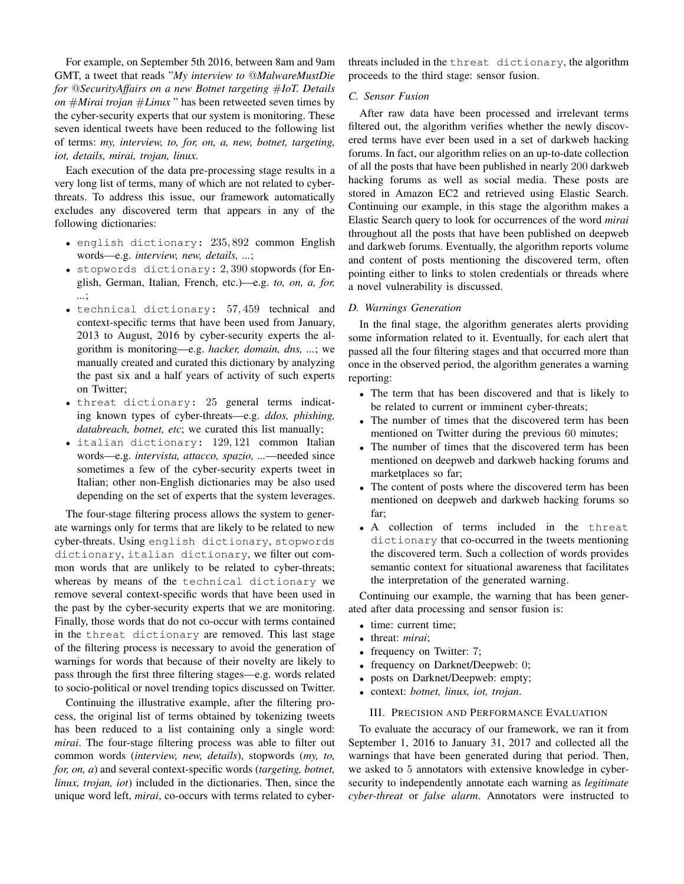For example, on September 5th 2016, between 8am and 9am GMT, a tweet that reads "*My interview to @MalwareMustDie for @SecurityAffairs on a new Botnet targeting #IoT. Details on #Mirai trojan #Linux* " has been retweeted seven times by the cyber-security experts that our system is monitoring. These seven identical tweets have been reduced to the following list of terms: *my, interview, to, for, on, a, new, botnet, targeting, iot, details, mirai, trojan, linux*.

Each execution of the data pre-processing stage results in a very long list of terms, many of which are not related to cyber-threats. To address this issue, our framework automatically excludes any discovered term that appears in any of the following dictionaries:

- `english dictionary`: 235,892 common English words—e.g. *interview, new, details, ...*;
- `stopwords dictionary`: 2,390 stopwords (for English, German, Italian, French, etc.)—e.g. *to, on, a, for, ...*;
- `technical dictionary`: 57,459 technical and context-specific terms that have been used from January, 2013 to August, 2016 by cyber-security experts the algorithm is monitoring—e.g. *hacker, domain, dns, ...*; we manually created and curated this dictionary by analyzing the past six and a half years of activity of such experts on Twitter;
- `threat dictionary`: 25 general terms indicating known types of cyber-threats—e.g. *ddos, phishing, databreach, botnet, etc*; we curated this list manually;
- `italian dictionary`: 129,121 common Italian words—e.g. *intervista, attacco, spazio, ...*—needed since sometimes a few of the cyber-security experts tweet in Italian; other non-English dictionaries may be also used depending on the set of experts that the system leverages.

The four-stage filtering process allows the system to generate warnings only for terms that are likely to be related to new cyber-threats. Using `english dictionary`, `stopwords dictionary`, `italian dictionary`, we filter out common words that are unlikely to be related to cyber-threats; whereas by means of the `technical dictionary` we remove several context-specific words that have been used in the past by the cyber-security experts that we are monitoring. Finally, those words that do not co-occur with terms contained in the `threat dictionary` are removed. This last stage of the filtering process is necessary to avoid the generation of warnings for words that because of their novelty are likely to pass through the first three filtering stages—e.g. words related to socio-political or novel trending topics discussed on Twitter.

Continuing the illustrative example, after the filtering process, the original list of terms obtained by tokenizing tweets has been reduced to a list containing only a single word: *mirai*. The four-stage filtering process was able to filter out common words (*interview, new, details*), stopwords (*my, to, for, on, a*) and several context-specific words (*targeting, botnet, linux, trojan, iot*) included in the dictionaries. Then, since the unique word left, *mirai*, co-occurs with terms related to cyber-threats included in the `threat dictionary`, the algorithm proceeds to the third stage: sensor fusion.

### C. Sensor Fusion

After raw data have been processed and irrelevant terms filtered out, the algorithm verifies whether the newly discovered terms have ever been used in a set of darkweb hacking forums. In fact, our algorithm relies on an up-to-date collection of all the posts that have been published in nearly 200 darkweb hacking forums as well as social media. These posts are stored in Amazon EC2 and retrieved using Elastic Search. Continuing our example, in this stage the algorithm makes a Elastic Search query to look for occurrences of the word *mirai* throughout all the posts that have been published on deepweb and darkweb forums. Eventually, the algorithm reports volume and content of posts mentioning the discovered term, often pointing either to links to stolen credentials or threads where a novel vulnerability is discussed.

### D. Warnings Generation

In the final stage, the algorithm generates alerts providing some information related to it. Eventually, for each alert that passed all the four filtering stages and that occurred more than once in the observed period, the algorithm generates a warning reporting:

- The term that has been discovered and that is likely to be related to current or imminent cyber-threats;
- The number of times that the discovered term has been mentioned on Twitter during the previous 60 minutes;
- The number of times that the discovered term has been mentioned on deepweb and darkweb hacking forums and marketplaces so far;
- The content of posts where the discovered term has been mentioned on deepweb and darkweb hacking forums so far;
- A collection of terms included in the `threat dictionary` that co-occurred in the tweets mentioning the discovered term. Such a collection of words provides semantic context for situational awareness that facilitates the interpretation of the generated warning.

Continuing our example, the warning that has been generated after data processing and sensor fusion is:

- time: current time;
- threat: *mirai*;
- frequency on Twitter: 7;
- frequency on Darknet/Deepweb: 0;
- posts on Darknet/Deepweb: empty;
- context: *botnet, linux, iot, trojan*.

## III. Precision and Performance Evaluation

To evaluate the accuracy of our framework, we ran it from September 1, 2016 to January 31, 2017 and collected all the warnings that have been generated during that period. Then, we asked to 5 annotators with extensive knowledge in cyber-security to independently annotate each warning as *legitimate cyber-threat* or *false alarm*. Annotators were instructed to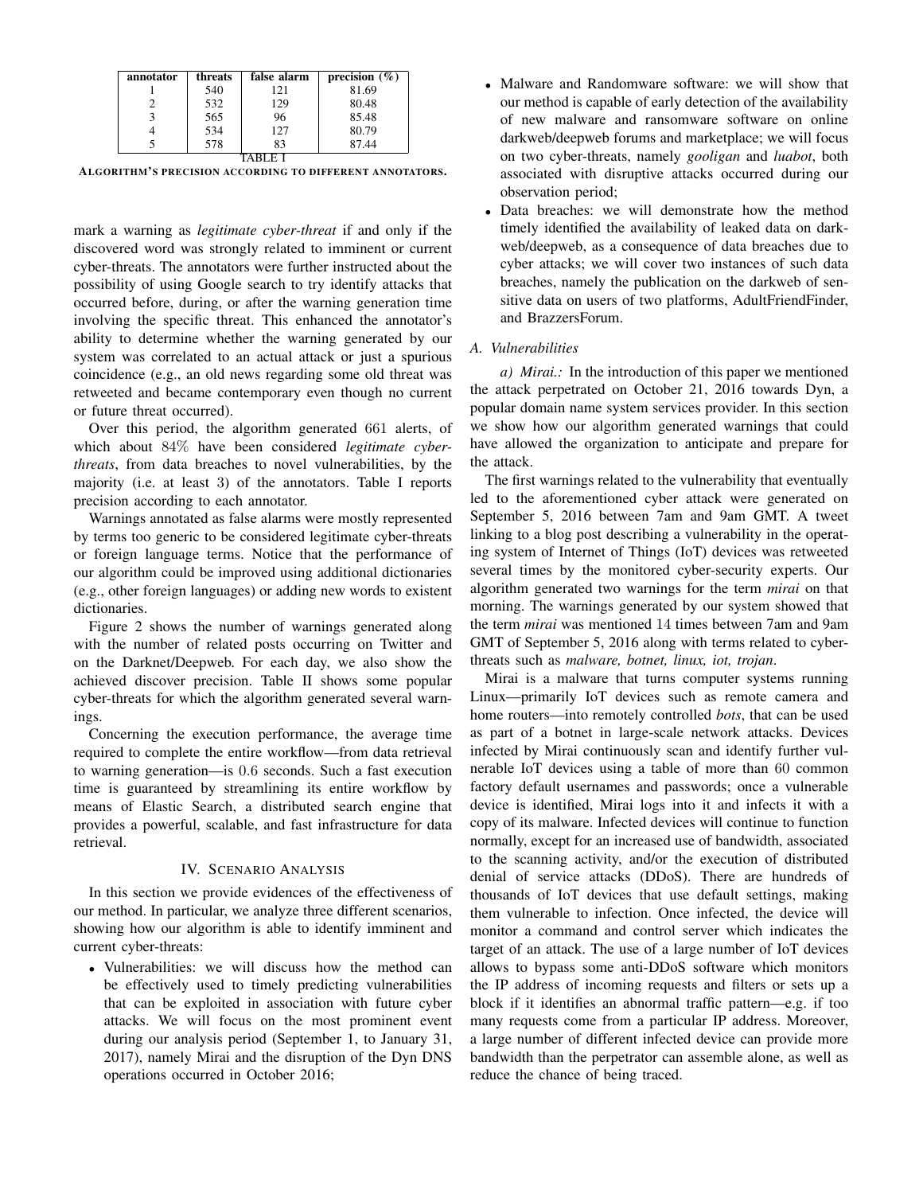| annotator | threats | false alarm | precision (%) |
|---|---|---|---|
| 1 | 540 | 121 | 81.69 |
| 2 | 532 | 129 | 80.48 |
| 3 | 565 | 96 | 85.48 |
| 4 | 534 | 127 | 80.79 |
| 5 | 578 | 83 | 87.44 |

TABLE I
ALGORITHM'S PRECISION ACCORDING TO DIFFERENT ANNOTATORS.

mark a warning as *legitimate cyber-threat* if and only if the discovered word was strongly related to imminent or current cyber-threats. The annotators were further instructed about the possibility of using Google search to try identify attacks that occurred before, during, or after the warning generation time involving the specific threat. This enhanced the annotator's ability to determine whether the warning generated by our system was correlated to an actual attack or just a spurious coincidence (e.g., an old news regarding some old threat was retweeted and became contemporary even though no current or future threat occurred).

Over this period, the algorithm generated 661 alerts, of which about 84% have been considered *legitimate cyber-threats*, from data breaches to novel vulnerabilities, by the majority (i.e. at least 3) of the annotators. Table I reports precision according to each annotator.

Warnings annotated as false alarms were mostly represented by terms too generic to be considered legitimate cyber-threats or foreign language terms. Notice that the performance of our algorithm could be improved using additional dictionaries (e.g., other foreign languages) or adding new words to existent dictionaries.

Figure 2 shows the number of warnings generated along with the number of related posts occurring on Twitter and on the Darknet/Deepweb. For each day, we also show the achieved discover precision. Table II shows some popular cyber-threats for which the algorithm generated several warnings.

Concerning the execution performance, the average time required to complete the entire workflow—from data retrieval to warning generation—is 0.6 seconds. Such a fast execution time is guaranteed by streamlining its entire workflow by means of Elastic Search, a distributed search engine that provides a powerful, scalable, and fast infrastructure for data retrieval.

## IV. Scenario Analysis

In this section we provide evidences of the effectiveness of our method. In particular, we analyze three different scenarios, showing how our algorithm is able to identify imminent and current cyber-threats:

- Vulnerabilities: we will discuss how the method can be effectively used to timely predicting vulnerabilities that can be exploited in association with future cyber attacks. We will focus on the most prominent event during our analysis period (September 1, to January 31, 2017), namely Mirai and the disruption of the Dyn DNS operations occurred in October 2016;
- Malware and Randomware software: we will show that our method is capable of early detection of the availability of new malware and ransomware software on online darkweb/deepweb forums and marketplace; we will focus on two cyber-threats, namely *gooligan* and *luabot*, both associated with disruptive attacks occurred during our observation period;
- Data breaches: we will demonstrate how the method timely identified the availability of leaked data on darkweb/deepweb, as a consequence of data breaches due to cyber attacks; we will cover two instances of such data breaches, namely the publication on the darkweb of sensitive data on users of two platforms, AdultFriendFinder, and BrazzersForum.

### A. Vulnerabilities

*a) Mirai.:* In the introduction of this paper we mentioned the attack perpetrated on October 21, 2016 towards Dyn, a popular domain name system services provider. In this section we show how our algorithm generated warnings that could have allowed the organization to anticipate and prepare for the attack.

The first warnings related to the vulnerability that eventually led to the aforementioned cyber attack were generated on September 5, 2016 between 7am and 9am GMT. A tweet linking to a blog post describing a vulnerability in the operating system of Internet of Things (IoT) devices was retweeted several times by the monitored cyber-security experts. Our algorithm generated two warnings for the term *mirai* on that morning. The warnings generated by our system showed that the term *mirai* was mentioned 14 times between 7am and 9am GMT of September 5, 2016 along with terms related to cyber-threats such as *malware, botnet, linux, iot, trojan*.

Mirai is a malware that turns computer systems running Linux—primarily IoT devices such as remote camera and home routers—into remotely controlled *bots*, that can be used as part of a botnet in large-scale network attacks. Devices infected by Mirai continuously scan and identify further vulnerable IoT devices using a table of more than 60 common factory default usernames and passwords; once a vulnerable device is identified, Mirai logs into it and infects it with a copy of its malware. Infected devices will continue to function normally, except for an increased use of bandwidth, associated to the scanning activity, and/or the execution of distributed denial of service attacks (DDoS). There are hundreds of thousands of IoT devices that use default settings, making them vulnerable to infection. Once infected, the device will monitor a command and control server which indicates the target of an attack. The use of a large number of IoT devices allows to bypass some anti-DDoS software which monitors the IP address of incoming requests and filters or sets up a block if it identifies an abnormal traffic pattern—e.g. if too many requests come from a particular IP address. Moreover, a large number of different infected device can provide more bandwidth than the perpetrator can assemble alone, as well as reduce the chance of being traced.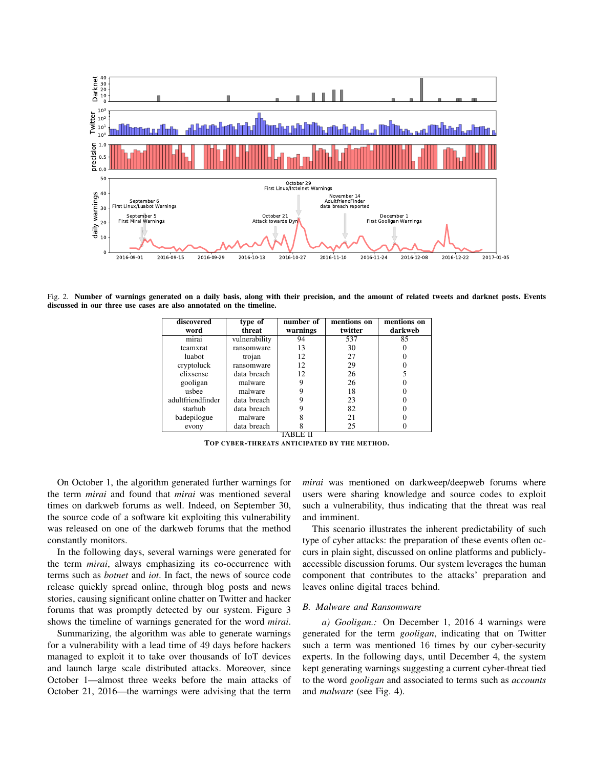Fig. 2. **Number of warnings generated on a daily basis, along with their precision, and the amount of related tweets and darknet posts. Events discussed in our three use cases are also annotated on the timeline.**

| discovered word | type of threat | number of warnings | mentions on twitter | mentions on darkweb |
|---|---|---|---|---|
| mirai | vulnerability | 94 | 537 | 85 |
| teamxrat | ransomware | 13 | 30 | 0 |
| luabot | trojan | 12 | 27 | 0 |
| cryptoluck | ransomware | 12 | 29 | 0 |
| clixsense | data breach | 12 | 26 | 5 |
| gooligan | malware | 9 | 26 | 0 |
| usbee | malware | 9 | 18 | 0 |
| adultfriendfinder | data breach | 9 | 23 | 0 |
| starhub | data breach | 9 | 82 | 0 |
| badepilogue | malware | 8 | 21 | 0 |
| evony | data breach | 8 | 25 | 0 |

TABLE II
TOP CYBER-THREATS ANTICIPATED BY THE METHOD.

On October 1, the algorithm generated further warnings for the term *mirai* and found that *mirai* was mentioned several times on darkweb forums as well. Indeed, on September 30, the source code of a software kit exploiting this vulnerability was released on one of the darkweb forums that the method constantly monitors.

In the following days, several warnings were generated for the term *mirai*, always emphasizing its co-occurrence with terms such as *botnet* and *iot*. In fact, the news of source code release quickly spread online, through blog posts and news stories, causing significant online chatter on Twitter and hacker forums that was promptly detected by our system. Figure 3 shows the timeline of warnings generated for the word *mirai*.

Summarizing, the algorithm was able to generate warnings for a vulnerability with a lead time of 49 days before hackers managed to exploit it to take over thousands of IoT devices and launch large scale distributed attacks. Moreover, since October 1—almost three weeks before the main attacks of October 21, 2016—the warnings were advising that the term *mirai* was mentioned on darkweep/deepweb forums where users were sharing knowledge and source codes to exploit such a vulnerability, thus indicating that the threat was real and imminent.

This scenario illustrates the inherent predictability of such type of cyber attacks: the preparation of these events often occurs in plain sight, discussed on online platforms and publicly-accessible discussion forums. Our system leverages the human component that contributes to the attacks' preparation and leaves online digital traces behind.

### B. Malware and Ransomware

*a) Gooligan.:* On December 1, 2016 4 warnings were generated for the term *gooligan*, indicating that on Twitter such a term was mentioned 16 times by our cyber-security experts. In the following days, until December 4, the system kept generating warnings suggesting a current cyber-threat tied to the word *gooligan* and associated to terms such as *accounts* and *malware* (see Fig. 4).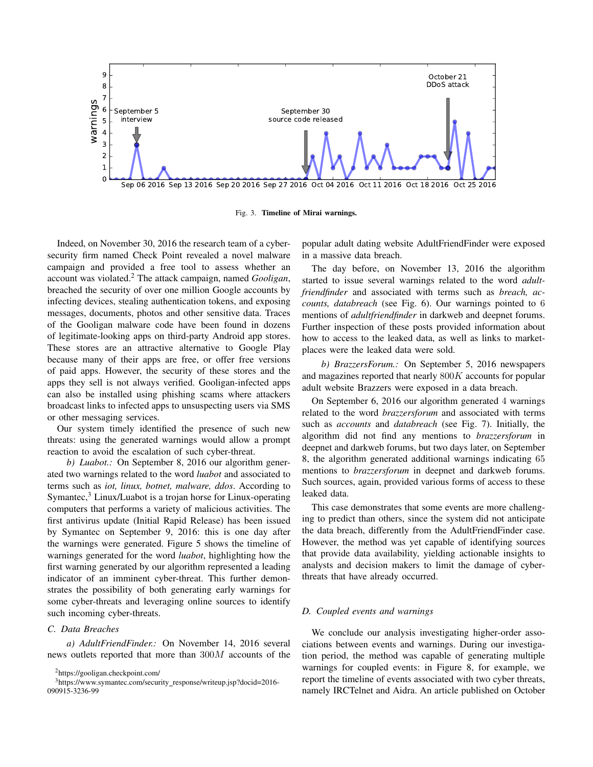Fig. 3. **Timeline of Mirai warnings.**

Indeed, on November 30, 2016 the research team of a cyber-security firm named Check Point revealed a novel malware campaign and provided a free tool to assess whether an account was violated.[2] The attack campaign, named *Gooligan*, breached the security of over one million Google accounts by infecting devices, stealing authentication tokens, and exposing messages, documents, photos and other sensitive data. Traces of the Gooligan malware code have been found in dozens of legitimate-looking apps on third-party Android app stores. These stores are an attractive alternative to Google Play because many of their apps are free, or offer free versions of paid apps. However, the security of these stores and the apps they sell is not always verified. Gooligan-infected apps can also be installed using phishing scams where attackers broadcast links to infected apps to unsuspecting users via SMS or other messaging services.

Our system timely identified the presence of such new threats: using the generated warnings would allow a prompt reaction to avoid the escalation of such cyber-threat.

*b) Luabot.:* On September 8, 2016 our algorithm generated two warnings related to the word *luabot* and associated to terms such as *iot, linux, botnet, malware, ddos*. According to Symantec,[3] Linux/Luabot is a trojan horse for Linux-operating computers that performs a variety of malicious activities. The first antivirus update (Initial Rapid Release) has been issued by Symantec on September 9, 2016: this is one day after the warnings were generated. Figure 5 shows the timeline of warnings generated for the word *luabot*, highlighting how the first warning generated by our algorithm represented a leading indicator of an imminent cyber-threat. This further demonstrates the possibility of both generating early warnings for some cyber-threats and leveraging online sources to identify such incoming cyber-threats.

### C. Data Breaches

*a) AdultFriendFinder.:* On November 14, 2016 several news outlets reported that more than $300M$ accounts of the popular adult dating website AdultFriendFinder were exposed in a massive data breach.

The day before, on November 13, 2016 the algorithm started to issue several warnings related to the word *adultfriendfinder* and associated with terms such as *breach, accounts, databreach* (see Fig. 6). Our warnings pointed to 6 mentions of *adultfriendfinder* in darkweb and deepnet forums. Further inspection of these posts provided information about how to access to the leaked data, as well as links to marketplaces were the leaked data were sold.

*b) BrazzersForum.:* On September 5, 2016 newspapers and magazines reported that nearly $800K$ accounts for popular adult website Brazzers were exposed in a data breach.

On September 6, 2016 our algorithm generated 4 warnings related to the word *brazzersforum* and associated with terms such as *accounts* and *databreach* (see Fig. 7). Initially, the algorithm did not find any mentions to *brazzersforum* in deepnet and darkweb forums, but two days later, on September 8, the algorithm generated additional warnings indicating 65 mentions to *brazzersforum* in deepnet and darkweb forums. Such sources, again, provided various forms of access to these leaked data.

This case demonstrates that some events are more challenging to predict than others, since the system did not anticipate the data breach, differently from the AdultFriendFinder case. However, the method was yet capable of identifying sources that provide data availability, yielding actionable insights to analysts and decision makers to limit the damage of cyber-threats that have already occurred.

### D. Coupled events and warnings

We conclude our analysis investigating higher-order associations between events and warnings. During our investigation period, the method was capable of generating multiple warnings for coupled events: in Figure 8, for example, we report the timeline of events associated with two cyber threats, namely IRCTelnet and Aidra. An article published on October

[2] https://gooligan.checkpoint.com/

[3] https://www.symantec.com/security_response/writeup.jsp?docid=2016-090915-3236-99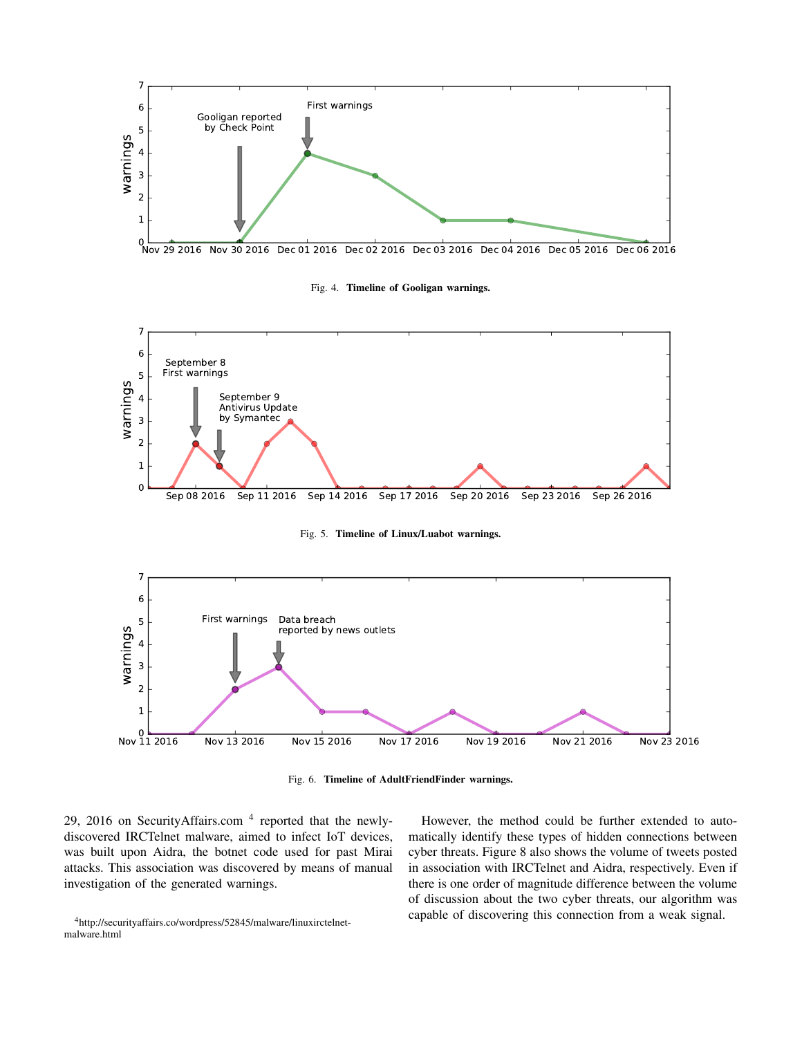Fig. 4. **Timeline of Gooligan warnings.**

Fig. 5. **Timeline of Linux/Luabot warnings.**

Fig. 6. **Timeline of AdultFriendFinder warnings.**

29, 2016 on SecurityAffairs.com [4] reported that the newly-discovered IRCTelnet malware, aimed to infect IoT devices, was built upon Aidra, the botnet code used for past Mirai attacks. This association was discovered by means of manual investigation of the generated warnings.

However, the method could be further extended to automatically identify these types of hidden connections between cyber threats. Figure 8 also shows the volume of tweets posted in association with IRCTelnet and Aidra, respectively. Even if there is one order of magnitude difference between the volume of discussion about the two cyber threats, our algorithm was capable of discovering this connection from a weak signal.

[4]http://securityaffairs.co/wordpress/52845/malware/linuxirctelnet-malware.html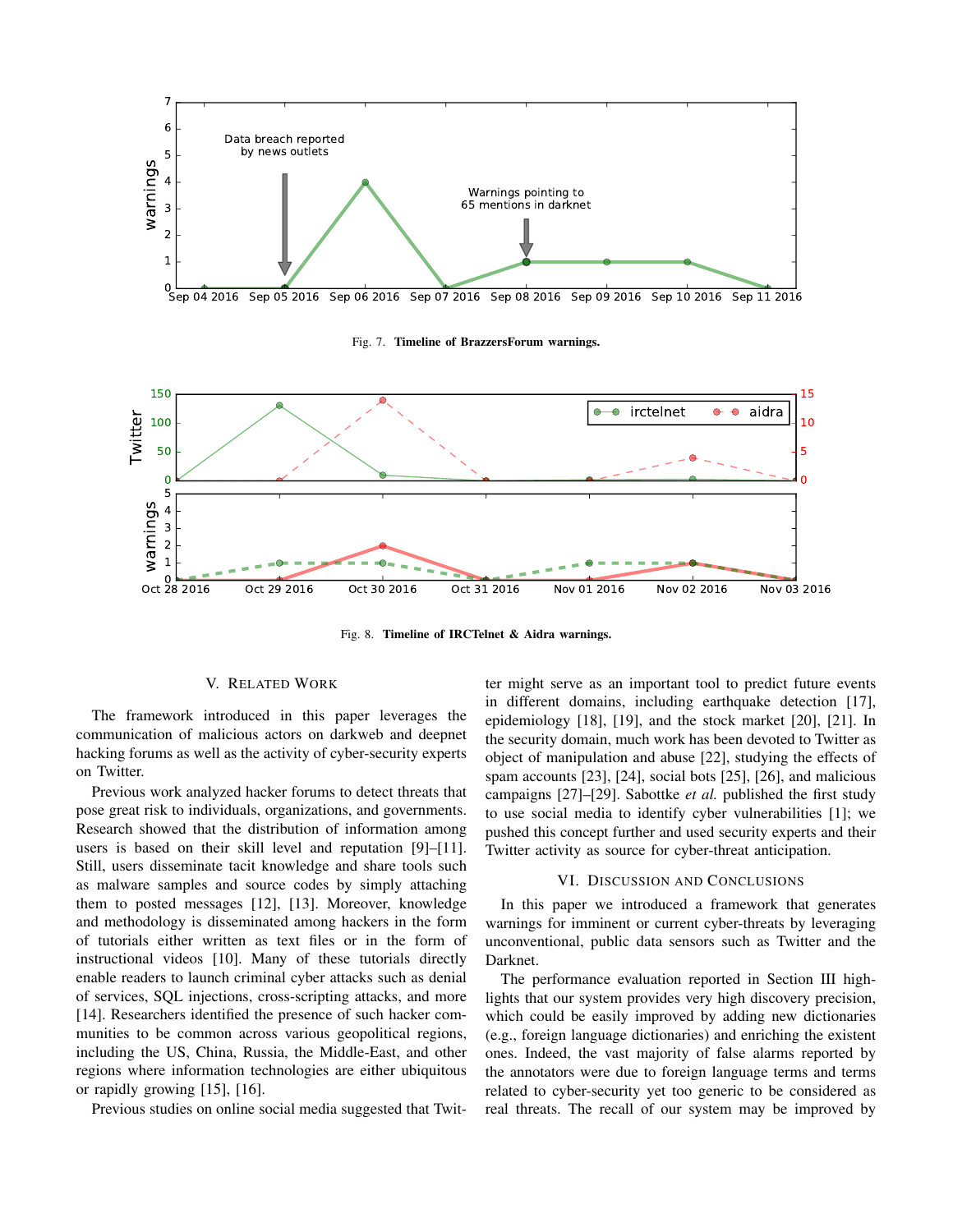Fig. 7. **Timeline of BrazzersForum warnings.**

Fig. 8. **Timeline of IRCTelnet & Aidra warnings.**

## V. Related Work

The framework introduced in this paper leverages the communication of malicious actors on darkweb and deepnet hacking forums as well as the activity of cyber-security experts on Twitter.

Previous work analyzed hacker forums to detect threats that pose great risk to individuals, organizations, and governments. Research showed that the distribution of information among users is based on their skill level and reputation [9]–[11]. Still, users disseminate tacit knowledge and share tools such as malware samples and source codes by simply attaching them to posted messages [12], [13]. Moreover, knowledge and methodology is disseminated among hackers in the form of tutorials either written as text files or in the form of instructional videos [10]. Many of these tutorials directly enable readers to launch criminal cyber attacks such as denial of services, SQL injections, cross-scripting attacks, and more [14]. Researchers identified the presence of such hacker communities to be common across various geopolitical regions, including the US, China, Russia, the Middle-East, and other regions where information technologies are either ubiquitous or rapidly growing [15], [16].

Previous studies on online social media suggested that Twitter might serve as an important tool to predict future events in different domains, including earthquake detection [17], epidemiology [18], [19], and the stock market [20], [21]. In the security domain, much work has been devoted to Twitter as object of manipulation and abuse [22], studying the effects of spam accounts [23], [24], social bots [25], [26], and malicious campaigns [27]–[29]. Sabottke *et al.* published the first study to use social media to identify cyber vulnerabilities [1]; we pushed this concept further and used security experts and their Twitter activity as source for cyber-threat anticipation.

## VI. Discussion and Conclusions

In this paper we introduced a framework that generates warnings for imminent or current cyber-threats by leveraging unconventional, public data sensors such as Twitter and the Darknet.

The performance evaluation reported in Section III highlights that our system provides very high discovery precision, which could be easily improved by adding new dictionaries (e.g., foreign language dictionaries) and enriching the existent ones. Indeed, the vast majority of false alarms reported by the annotators were due to foreign language terms and terms related to cyber-security yet too generic to be considered as real threats. The recall of our system may be improved by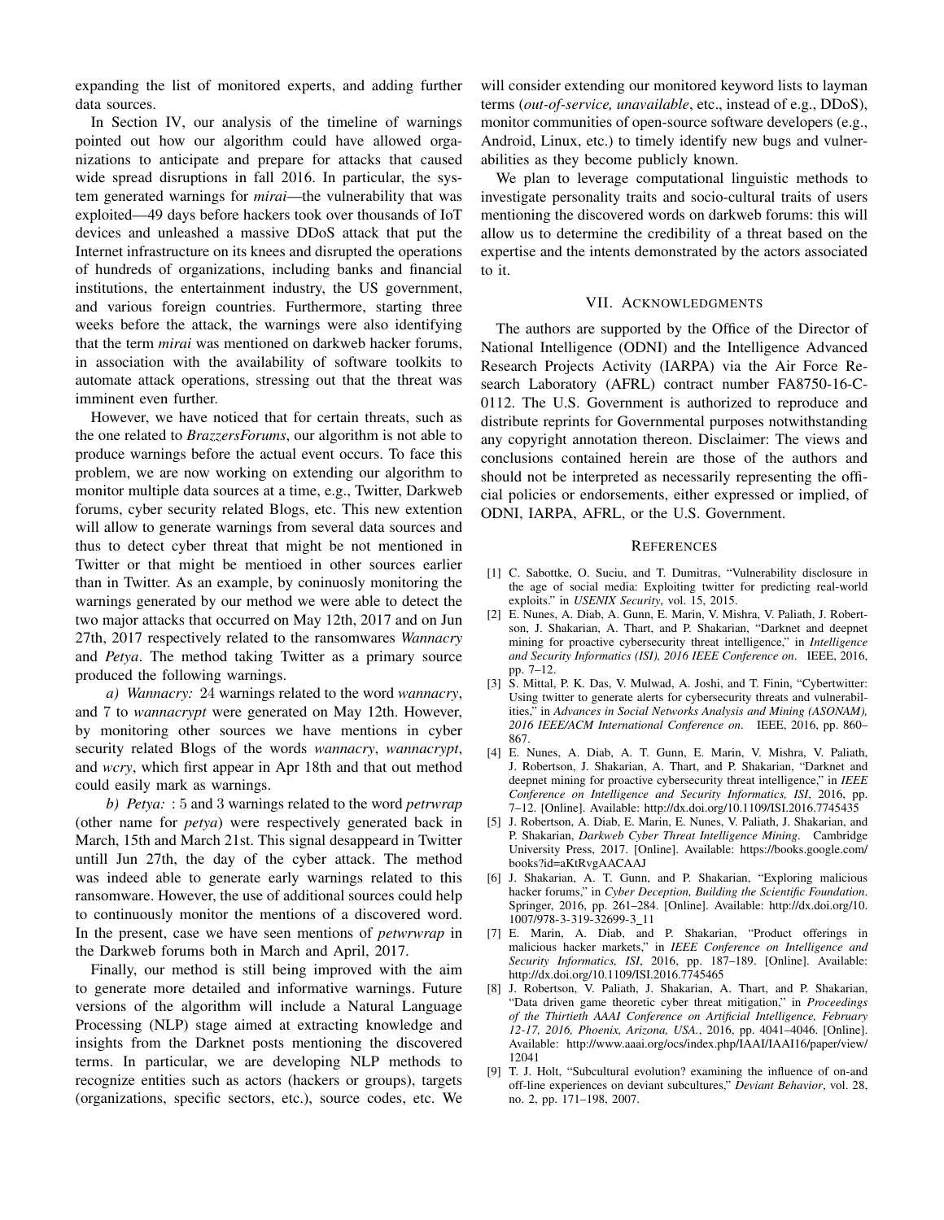expanding the list of monitored experts, and adding further data sources.

In Section IV, our analysis of the timeline of warnings pointed out how our algorithm could have allowed organizations to anticipate and prepare for attacks that caused wide spread disruptions in fall 2016. In particular, the system generated warnings for *mirai*—the vulnerability that was exploited—49 days before hackers took over thousands of IoT devices and unleashed a massive DDoS attack that put the Internet infrastructure on its knees and disrupted the operations of hundreds of organizations, including banks and financial institutions, the entertainment industry, the US government, and various foreign countries. Furthermore, starting three weeks before the attack, the warnings were also identifying that the term *mirai* was mentioned on darkweb hacker forums, in association with the availability of software toolkits to automate attack operations, stressing out that the threat was imminent even further.

However, we have noticed that for certain threats, such as the one related to *BrazzersForums*, our algorithm is not able to produce warnings before the actual event occurs. To face this problem, we are now working on extending our algorithm to monitor multiple data sources at a time, e.g., Twitter, Darkweb forums, cyber security related Blogs, etc. This new extention will allow to generate warnings from several data sources and thus to detect cyber threat that might be not mentioned in Twitter or that might be mentioed in other sources earlier than in Twitter. As an example, by coninuosly monitoring the warnings generated by our method we were able to detect the two major attacks that occurred on May 12th, 2017 and on Jun 27th, 2017 respectively related to the ransomwares *Wannacry* and *Petya*. The method taking Twitter as a primary source produced the following warnings.

*a) Wannacry:* 24 warnings related to the word *wannacry*, and 7 to *wannacrypt* were generated on May 12th. However, by monitoring other sources we have mentions in cyber security related Blogs of the words *wannacry*, *wannacrypt*, and *wcry*, which first appear in Apr 18th and that out method could easily mark as warnings.

*b) Petya:* : 5 and 3 warnings related to the word *petrwrap* (other name for *petya*) were respectively generated back in March, 15th and March 21st. This signal desappeard in Twitter untill Jun 27th, the day of the cyber attack. The method was indeed able to generate early warnings related to this ransomware. However, the use of additional sources could help to continuously monitor the mentions of a discovered word. In the present, case we have seen mentions of *petwrwrap* in the Darkweb forums both in March and April, 2017.

Finally, our method is still being improved with the aim to generate more detailed and informative warnings. Future versions of the algorithm will include a Natural Language Processing (NLP) stage aimed at extracting knowledge and insights from the Darknet posts mentioning the discovered terms. In particular, we are developing NLP methods to recognize entities such as actors (hackers or groups), targets (organizations, specific sectors, etc.), source codes, etc. We will consider extending our monitored keyword lists to layman terms (*out-of-service, unavailable*, etc., instead of e.g., DDoS), monitor communities of open-source software developers (e.g., Android, Linux, etc.) to timely identify new bugs and vulnerabilities as they become publicly known.

We plan to leverage computational linguistic methods to investigate personality traits and socio-cultural traits of users mentioning the discovered words on darkweb forums: this will allow us to determine the credibility of a threat based on the expertise and the intents demonstrated by the actors associated to it.

## VII. Acknowledgments

The authors are supported by the Office of the Director of National Intelligence (ODNI) and the Intelligence Advanced Research Projects Activity (IARPA) via the Air Force Research Laboratory (AFRL) contract number FA8750-16-C-0112. The U.S. Government is authorized to reproduce and distribute reprints for Governmental purposes notwithstanding any copyright annotation thereon. Disclaimer: The views and conclusions contained herein are those of the authors and should not be interpreted as necessarily representing the official policies or endorsements, either expressed or implied, of ODNI, IARPA, AFRL, or the U.S. Government.

## References

[1] C. Sabottke, O. Suciu, and T. Dumitras, "Vulnerability disclosure in the age of social media: Exploiting twitter for predicting real-world exploits." in *USENIX Security*, vol. 15, 2015.

[2] E. Nunes, A. Diab, A. Gunn, E. Marin, V. Mishra, V. Paliath, J. Robertson, J. Shakarian, A. Thart, and P. Shakarian, "Darknet and deepnet mining for proactive cybersecurity threat intelligence," in *Intelligence and Security Informatics (ISI), 2016 IEEE Conference on*. IEEE, 2016, pp. 7–12.

[3] S. Mittal, P. K. Das, V. Mulwad, A. Joshi, and T. Finin, "Cybertwitter: Using twitter to generate alerts for cybersecurity threats and vulnerabilities," in *Advances in Social Networks Analysis and Mining (ASONAM), 2016 IEEE/ACM International Conference on*. IEEE, 2016, pp. 860–867.

[4] E. Nunes, A. Diab, A. T. Gunn, E. Marin, V. Mishra, V. Paliath, J. Robertson, J. Shakarian, A. Thart, and P. Shakarian, "Darknet and deepnet mining for proactive cybersecurity threat intelligence," in *IEEE Conference on Intelligence and Security Informatics, ISI*, 2016, pp. 7–12. [Online]. Available: http://dx.doi.org/10.1109/ISI.2016.7745435

[5] J. Robertson, A. Diab, E. Marin, E. Nunes, V. Paliath, J. Shakarian, and P. Shakarian, *Darkweb Cyber Threat Intelligence Mining*. Cambridge University Press, 2017. [Online]. Available: https://books.google.com/books?id=aKtRvgAACAAJ

[6] J. Shakarian, A. T. Gunn, and P. Shakarian, "Exploring malicious hacker forums," in *Cyber Deception, Building the Scientific Foundation*. Springer, 2016, pp. 261–284. [Online]. Available: http://dx.doi.org/10.1007/978-3-319-32699-3_11

[7] E. Marin, A. Diab, and P. Shakarian, "Product offerings in malicious hacker markets," in *IEEE Conference on Intelligence and Security Informatics, ISI*, 2016, pp. 187–189. [Online]. Available: http://dx.doi.org/10.1109/ISI.2016.7745465

[8] J. Robertson, V. Paliath, J. Shakarian, A. Thart, and P. Shakarian, "Data driven game theoretic cyber threat mitigation," in *Proceedings of the Thirtieth AAAI Conference on Artificial Intelligence, February 12-17, 2016, Phoenix, Arizona, USA.*, 2016, pp. 4041–4046. [Online]. Available: http://www.aaai.org/ocs/index.php/IAAI/IAAI16/paper/view/12041

[9] T. J. Holt, "Subcultural evolution? examining the influence of on-and off-line experiences on deviant subcultures," *Deviant Behavior*, vol. 28, no. 2, pp. 171–198, 2007.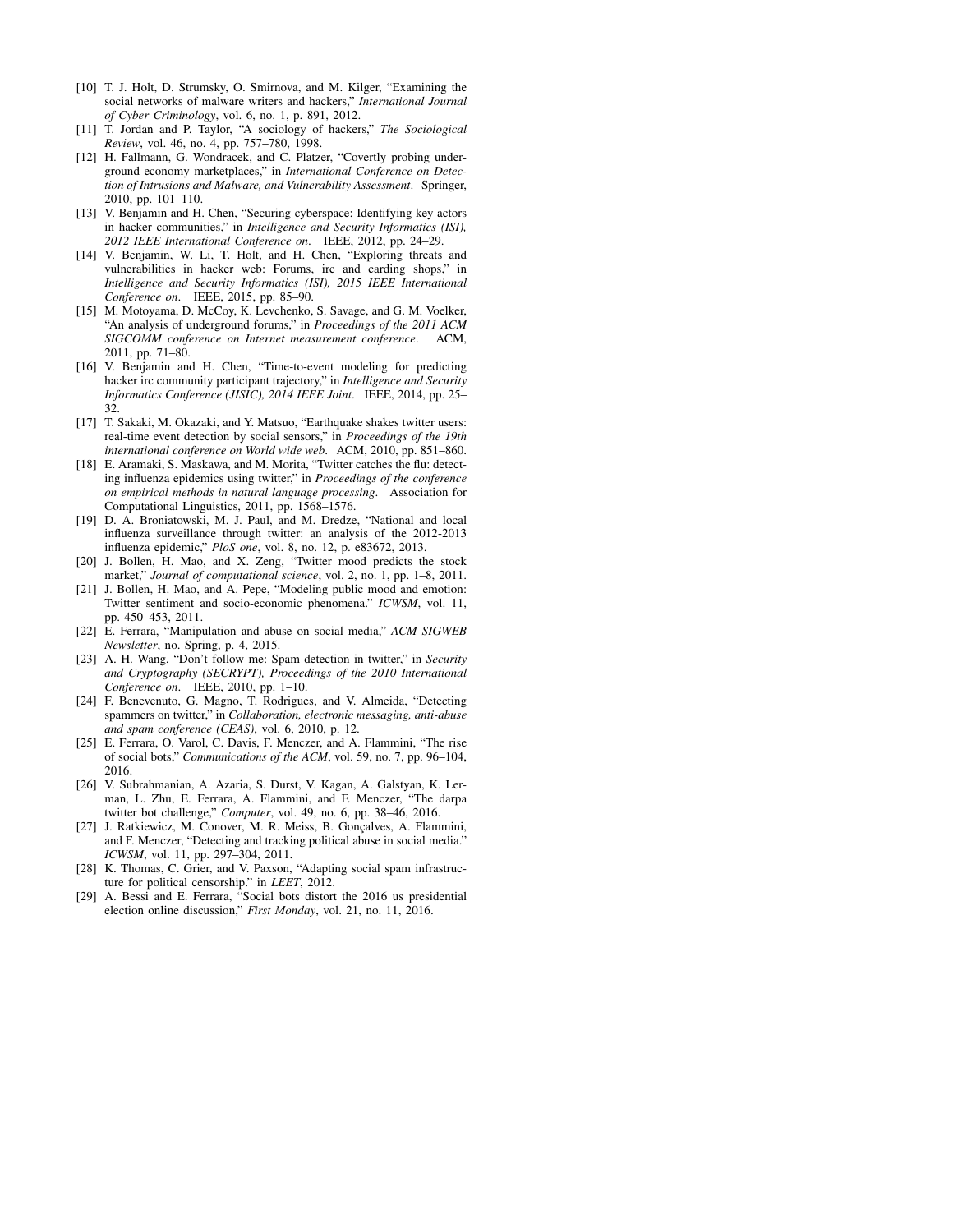[10] T. J. Holt, D. Strumsky, O. Smirnova, and M. Kilger, "Examining the social networks of malware writers and hackers," *International Journal of Cyber Criminology*, vol. 6, no. 1, p. 891, 2012.

[11] T. Jordan and P. Taylor, "A sociology of hackers," *The Sociological Review*, vol. 46, no. 4, pp. 757–780, 1998.

[12] H. Fallmann, G. Wondracek, and C. Platzer, "Covertly probing underground economy marketplaces," in *International Conference on Detection of Intrusions and Malware, and Vulnerability Assessment*. Springer, 2010, pp. 101–110.

[13] V. Benjamin and H. Chen, "Securing cyberspace: Identifying key actors in hacker communities," in *Intelligence and Security Informatics (ISI), 2012 IEEE International Conference on*. IEEE, 2012, pp. 24–29.

[14] V. Benjamin, W. Li, T. Holt, and H. Chen, "Exploring threats and vulnerabilities in hacker web: Forums, irc and carding shops," in *Intelligence and Security Informatics (ISI), 2015 IEEE International Conference on*. IEEE, 2015, pp. 85–90.

[15] M. Motoyama, D. McCoy, K. Levchenko, S. Savage, and G. M. Voelker, "An analysis of underground forums," in *Proceedings of the 2011 ACM SIGCOMM conference on Internet measurement conference*. ACM, 2011, pp. 71–80.

[16] V. Benjamin and H. Chen, "Time-to-event modeling for predicting hacker irc community participant trajectory," in *Intelligence and Security Informatics Conference (JISIC), 2014 IEEE Joint*. IEEE, 2014, pp. 25–32.

[17] T. Sakaki, M. Okazaki, and Y. Matsuo, "Earthquake shakes twitter users: real-time event detection by social sensors," in *Proceedings of the 19th international conference on World wide web*. ACM, 2010, pp. 851–860.

[18] E. Aramaki, S. Maskawa, and M. Morita, "Twitter catches the flu: detecting influenza epidemics using twitter," in *Proceedings of the conference on empirical methods in natural language processing*. Association for Computational Linguistics, 2011, pp. 1568–1576.

[19] D. A. Broniatowski, M. J. Paul, and M. Dredze, "National and local influenza surveillance through twitter: an analysis of the 2012-2013 influenza epidemic," *PloS one*, vol. 8, no. 12, p. e83672, 2013.

[20] J. Bollen, H. Mao, and X. Zeng, "Twitter mood predicts the stock market," *Journal of computational science*, vol. 2, no. 1, pp. 1–8, 2011.

[21] J. Bollen, H. Mao, and A. Pepe, "Modeling public mood and emotion: Twitter sentiment and socio-economic phenomena." *ICWSM*, vol. 11, pp. 450–453, 2011.

[22] E. Ferrara, "Manipulation and abuse on social media," *ACM SIGWEB Newsletter*, no. Spring, p. 4, 2015.

[23] A. H. Wang, "Don't follow me: Spam detection in twitter," in *Security and Cryptography (SECRYPT), Proceedings of the 2010 International Conference on*. IEEE, 2010, pp. 1–10.

[24] F. Benevenuto, G. Magno, T. Rodrigues, and V. Almeida, "Detecting spammers on twitter," in *Collaboration, electronic messaging, anti-abuse and spam conference (CEAS)*, vol. 6, 2010, p. 12.

[25] E. Ferrara, O. Varol, C. Davis, F. Menczer, and A. Flammini, "The rise of social bots," *Communications of the ACM*, vol. 59, no. 7, pp. 96–104, 2016.

[26] V. Subrahmanian, A. Azaria, S. Durst, V. Kagan, A. Galstyan, K. Lerman, L. Zhu, E. Ferrara, A. Flammini, and F. Menczer, "The darpa twitter bot challenge," *Computer*, vol. 49, no. 6, pp. 38–46, 2016.

[27] J. Ratkiewicz, M. Conover, M. R. Meiss, B. Gonçalves, A. Flammini, and F. Menczer, "Detecting and tracking political abuse in social media." *ICWSM*, vol. 11, pp. 297–304, 2011.

[28] K. Thomas, C. Grier, and V. Paxson, "Adapting social spam infrastructure for political censorship." in *LEET*, 2012.

[29] A. Bessi and E. Ferrara, "Social bots distort the 2016 us presidential election online discussion," *First Monday*, vol. 21, no. 11, 2016.